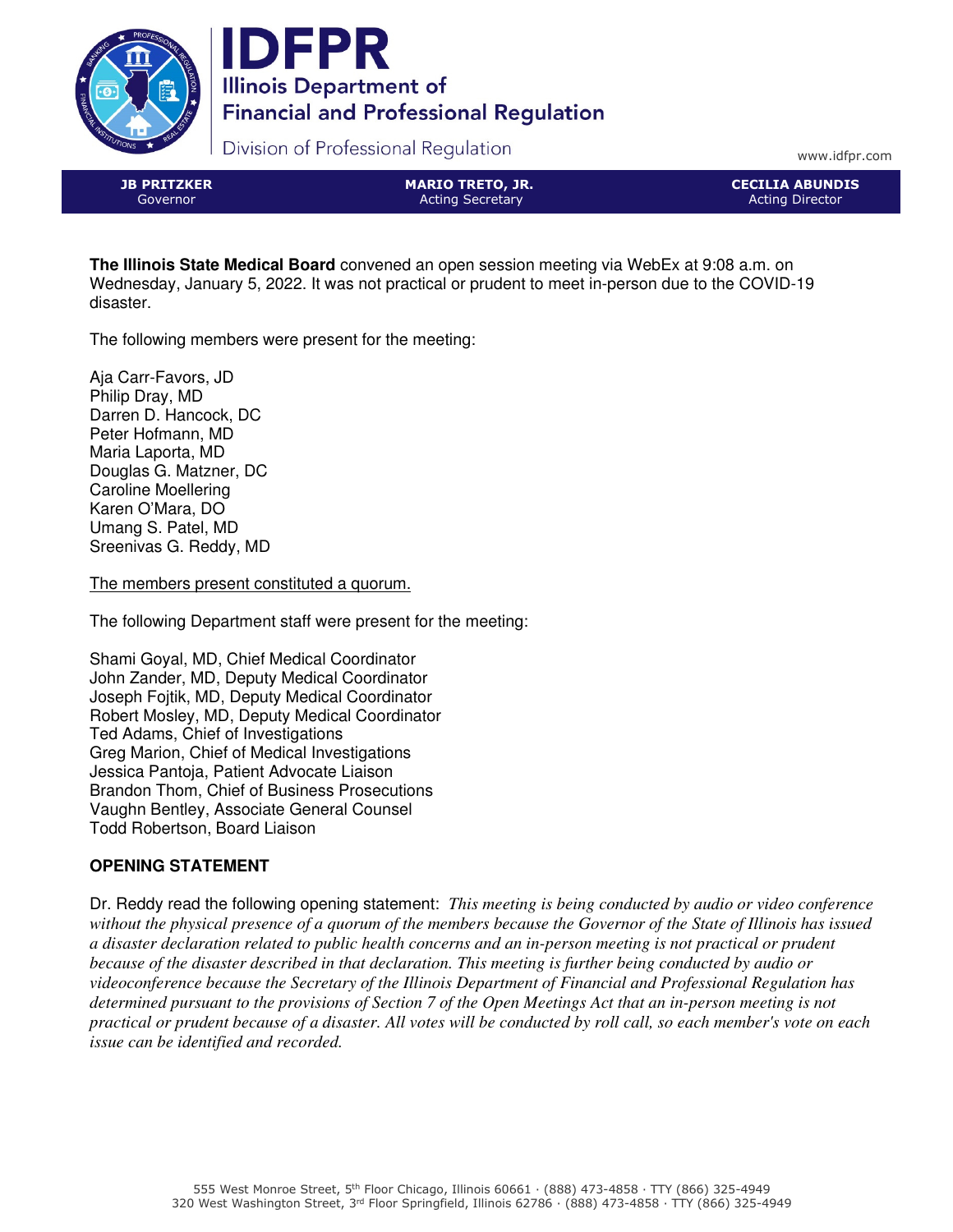**IDFPR**
Illinois Department of Financial and Professional Regulation

Division of Professional Regulation

www.idfpr.com

| **JB PRITZKER** Governor | **MARIO TRETO, JR.** Acting Secretary | **CECILIA ABUNDIS** Acting Director |
|---|---|---|

**The Illinois State Medical Board** convened an open session meeting via WebEx at 9:08 a.m. on Wednesday, January 5, 2022. It was not practical or prudent to meet in-person due to the COVID-19 disaster.

The following members were present for the meeting:

Aja Carr-Favors, JD
Philip Dray, MD
Darren D. Hancock, DC
Peter Hofmann, MD
Maria Laporta, MD
Douglas G. Matzner, DC
Caroline Moellering
Karen O'Mara, DO
Umang S. Patel, MD
Sreenivas G. Reddy, MD

<u>The members present constituted a quorum.</u>

The following Department staff were present for the meeting:

Shami Goyal, MD, Chief Medical Coordinator
John Zander, MD, Deputy Medical Coordinator
Joseph Fojtik, MD, Deputy Medical Coordinator
Robert Mosley, MD, Deputy Medical Coordinator
Ted Adams, Chief of Investigations
Greg Marion, Chief of Medical Investigations
Jessica Pantoja, Patient Advocate Liaison
Brandon Thom, Chief of Business Prosecutions
Vaughn Bentley, Associate General Counsel
Todd Robertson, Board Liaison

**OPENING STATEMENT**

Dr. Reddy read the following opening statement: *This meeting is being conducted by audio or video conference without the physical presence of a quorum of the members because the Governor of the State of Illinois has issued a disaster declaration related to public health concerns and an in-person meeting is not practical or prudent because of the disaster described in that declaration. This meeting is further being conducted by audio or videoconference because the Secretary of the Illinois Department of Financial and Professional Regulation has determined pursuant to the provisions of Section 7 of the Open Meetings Act that an in-person meeting is not practical or prudent because of a disaster. All votes will be conducted by roll call, so each member's vote on each issue can be identified and recorded.*

555 West Monroe Street, 5th Floor Chicago, Illinois 60661 · (888) 473-4858 · TTY (866) 325-4949
320 West Washington Street, 3rd Floor Springfield, Illinois 62786 · (888) 473-4858 · TTY (866) 325-4949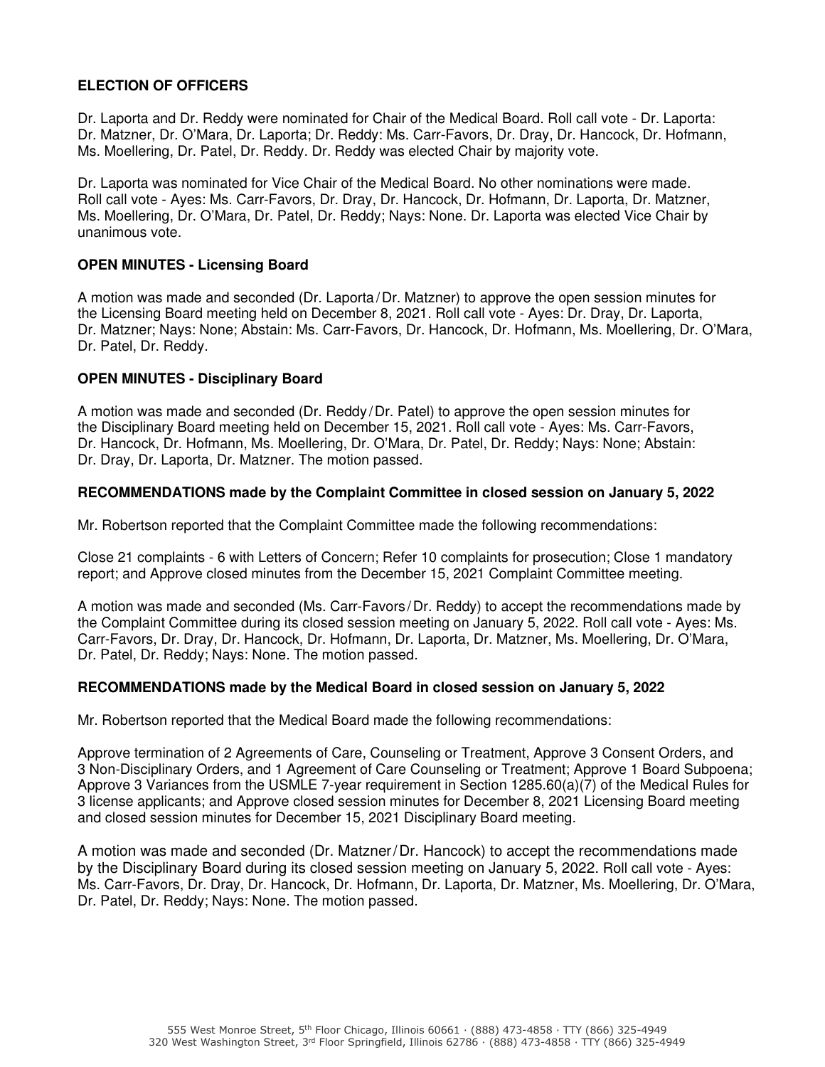**ELECTION OF OFFICERS**

Dr. Laporta and Dr. Reddy were nominated for Chair of the Medical Board. Roll call vote - Dr. Laporta: Dr. Matzner, Dr. O'Mara, Dr. Laporta; Dr. Reddy: Ms. Carr-Favors, Dr. Dray, Dr. Hancock, Dr. Hofmann, Ms. Moellering, Dr. Patel, Dr. Reddy. Dr. Reddy was elected Chair by majority vote.

Dr. Laporta was nominated for Vice Chair of the Medical Board. No other nominations were made. Roll call vote - Ayes: Ms. Carr-Favors, Dr. Dray, Dr. Hancock, Dr. Hofmann, Dr. Laporta, Dr. Matzner, Ms. Moellering, Dr. O'Mara, Dr. Patel, Dr. Reddy; Nays: None. Dr. Laporta was elected Vice Chair by unanimous vote.

**OPEN MINUTES - Licensing Board**

A motion was made and seconded (Dr. Laporta / Dr. Matzner) to approve the open session minutes for the Licensing Board meeting held on December 8, 2021. Roll call vote - Ayes: Dr. Dray, Dr. Laporta, Dr. Matzner; Nays: None; Abstain: Ms. Carr-Favors, Dr. Hancock, Dr. Hofmann, Ms. Moellering, Dr. O'Mara, Dr. Patel, Dr. Reddy.

**OPEN MINUTES - Disciplinary Board**

A motion was made and seconded (Dr. Reddy / Dr. Patel) to approve the open session minutes for the Disciplinary Board meeting held on December 15, 2021. Roll call vote - Ayes: Ms. Carr-Favors, Dr. Hancock, Dr. Hofmann, Ms. Moellering, Dr. O'Mara, Dr. Patel, Dr. Reddy; Nays: None; Abstain: Dr. Dray, Dr. Laporta, Dr. Matzner. The motion passed.

**RECOMMENDATIONS made by the Complaint Committee in closed session on January 5, 2022**

Mr. Robertson reported that the Complaint Committee made the following recommendations:

Close 21 complaints - 6 with Letters of Concern; Refer 10 complaints for prosecution; Close 1 mandatory report; and Approve closed minutes from the December 15, 2021 Complaint Committee meeting.

A motion was made and seconded (Ms. Carr-Favors / Dr. Reddy) to accept the recommendations made by the Complaint Committee during its closed session minutes meeting on January 5, 2022. Roll call vote - Ayes: Ms. Carr-Favors, Dr. Dray, Dr. Hancock, Dr. Hofmann, Dr. Laporta, Dr. Matzner, Ms. Moellering, Dr. O'Mara, Dr. Patel, Dr. Reddy; Nays: None. The motion passed.

**RECOMMENDATIONS made by the Medical Board in closed session on January 5, 2022**

Mr. Robertson reported that the Medical Board made the following recommendations:

Approve termination of 2 Agreements of Care, Counseling or Treatment, Approve 3 Consent Orders, and 3 Non-Disciplinary Orders, and 1 Agreement of Care Counseling or Treatment; Approve 1 Board Subpoena; Approve 3 Variances from the USMLE 7-year requirement in Section 1285.60(a)(7) of the Medical Rules for 3 license applicants; and Approve closed session minutes for December 8, 2021 Licensing Board meeting and closed session minutes for December 15, 2021 Disciplinary Board meeting.

A motion was made and seconded (Dr. Matzner / Dr. Hancock) to accept the recommendations made by the Disciplinary Board during its closed session meeting on January 5, 2022. Roll call vote - Ayes: Ms. Carr-Favors, Dr. Dray, Dr. Hancock, Dr. Hofmann, Dr. Laporta, Dr. Matzner, Ms. Moellering, Dr. O'Mara, Dr. Patel, Dr. Reddy; Nays: None. The motion passed.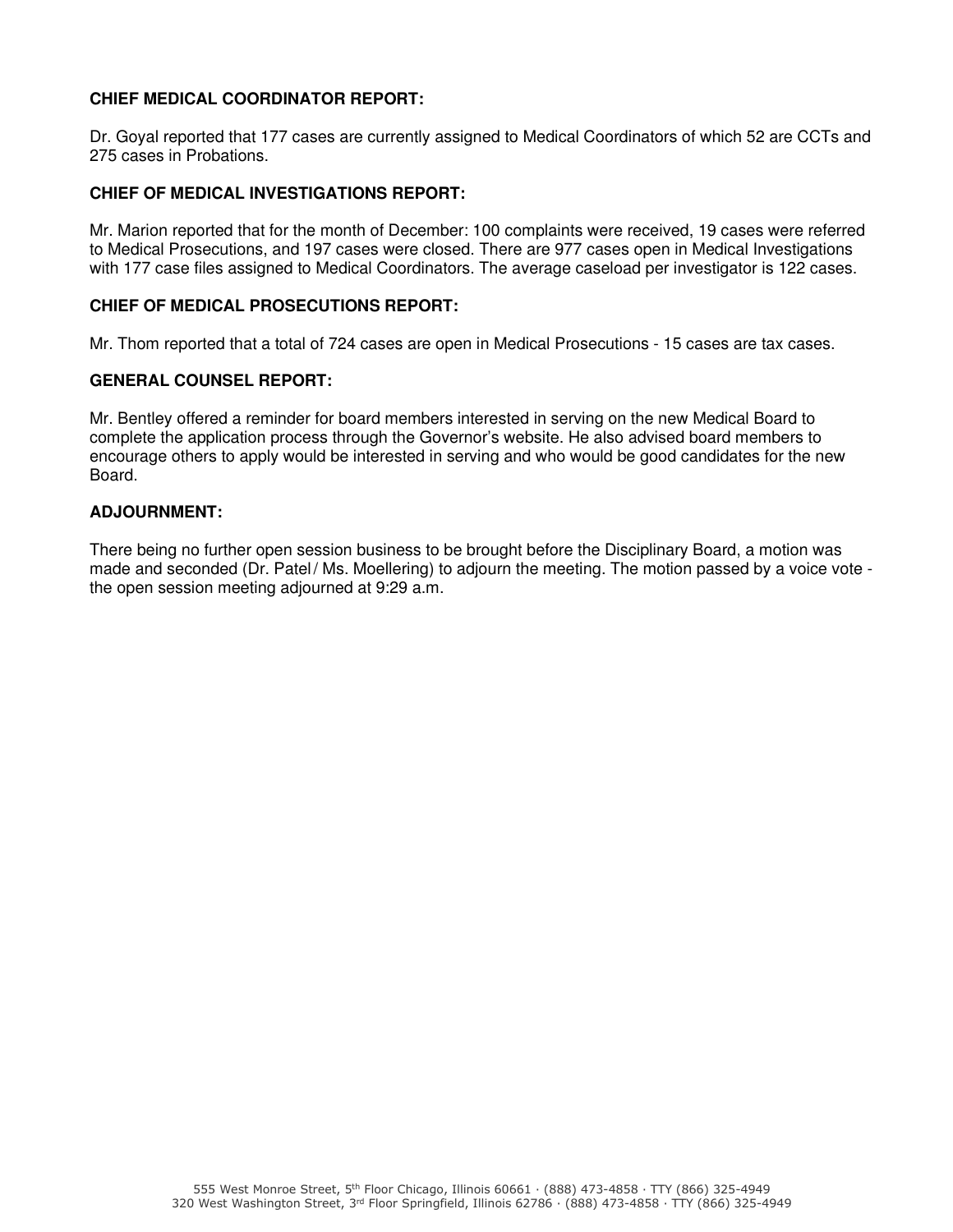## CHIEF MEDICAL COORDINATOR REPORT:

Dr. Goyal reported that 177 cases are currently assigned to Medical Coordinators of which 52 are CCTs and 275 cases in Probations.

## CHIEF OF MEDICAL INVESTIGATIONS REPORT:

Mr. Marion reported that for the month of December: 100 complaints were received, 19 cases were referred to Medical Prosecutions, and 197 cases were closed. There are 977 cases open in Medical Investigations with 177 case files assigned to Medical Coordinators. The average caseload per investigator is 122 cases.

## CHIEF OF MEDICAL PROSECUTIONS REPORT:

Mr. Thom reported that a total of 724 cases are open in Medical Prosecutions - 15 cases are tax cases.

## GENERAL COUNSEL REPORT:

Mr. Bentley offered a reminder for board members interested in serving on the new Medical Board to complete the application process through the Governor's website. He also advised board members to encourage others to apply would be interested in serving and who would be good candidates for the new Board.

## ADJOURNMENT:

There being no further open session business to be brought before the Disciplinary Board, a motion was made and seconded (Dr. Patel / Ms. Moellering) to adjourn the meeting. The motion passed by a voice vote - the open session meeting adjourned at 9:29 a.m.